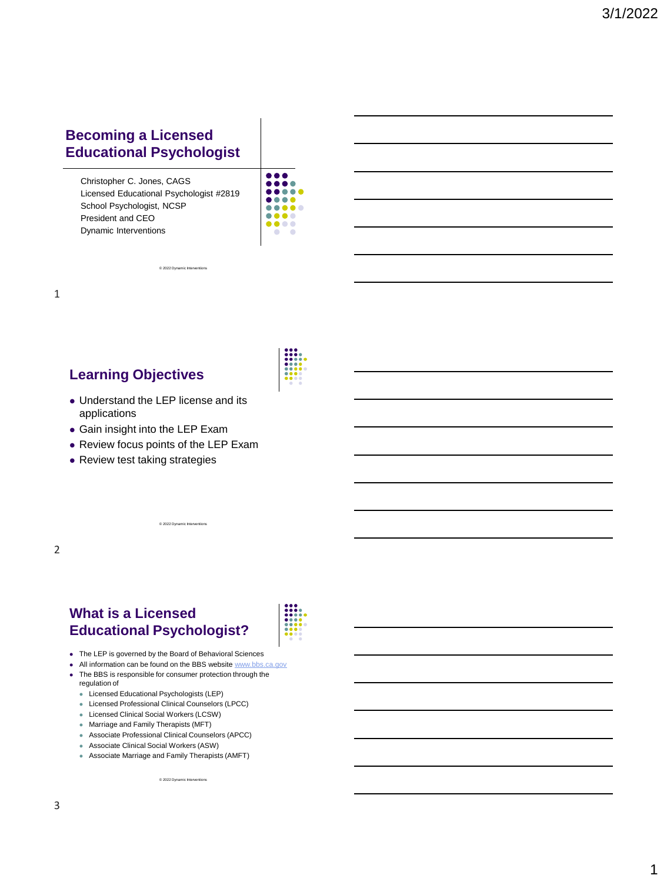# Becoming a Licensed Educational Psychologist

Christopher C. Jones, CAGS
Licensed Educational Psychologist #2819
School Psychologist, NCSP
President and CEO
Dynamic Interventions

© 2022 Dynamic Interventions

## Learning Objectives

- Understand the LEP license and its applications
- Gain insight into the LEP Exam
- Review focus points of the LEP Exam
- Review test taking strategies

© 2022 Dynamic Interventions

## What is a Licensed Educational Psychologist?

- The LEP is governed by the Board of Behavioral Sciences
- All information can be found on the BBS website www.bbs.ca.gov
- The BBS is responsible for consumer protection through the regulation of
  - Licensed Educational Psychologists (LEP)
  - Licensed Professional Clinical Counselors (LPCC)
  - Licensed Clinical Social Workers (LCSW)
  - Marriage and Family Therapists (MFT)
  - Associate Professional Clinical Counselors (APCC)
  - Associate Clinical Social Workers (ASW)
  - Associate Marriage and Family Therapists (AMFT)

© 2022 Dynamic Interventions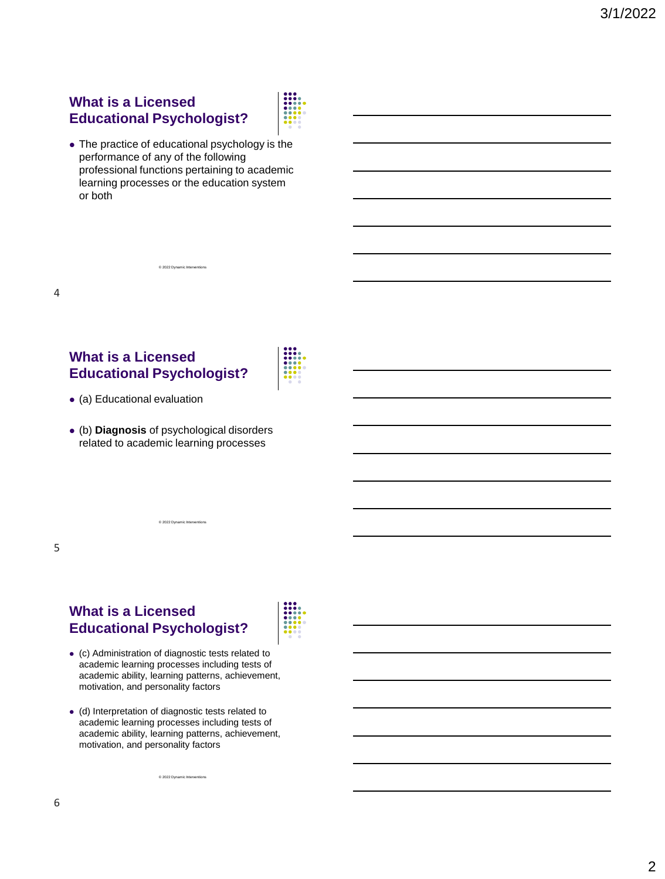## What is a Licensed Educational Psychologist?

- The practice of educational psychology is the performance of any of the following professional functions pertaining to academic learning processes or the education system or both

© 2022 Dynamic Interventions

## What is a Licensed Educational Psychologist?

- (a) Educational evaluation
- (b) **Diagnosis** of psychological disorders related to academic learning processes

© 2022 Dynamic Interventions

## What is a Licensed Educational Psychologist?

- (c) Administration of diagnostic tests related to academic learning processes including tests of academic ability, learning patterns, achievement, motivation, and personality factors
- (d) Interpretation of diagnostic tests related to academic learning processes including tests of academic ability, learning patterns, achievement, motivation, and personality factors

© 2022 Dynamic Interventions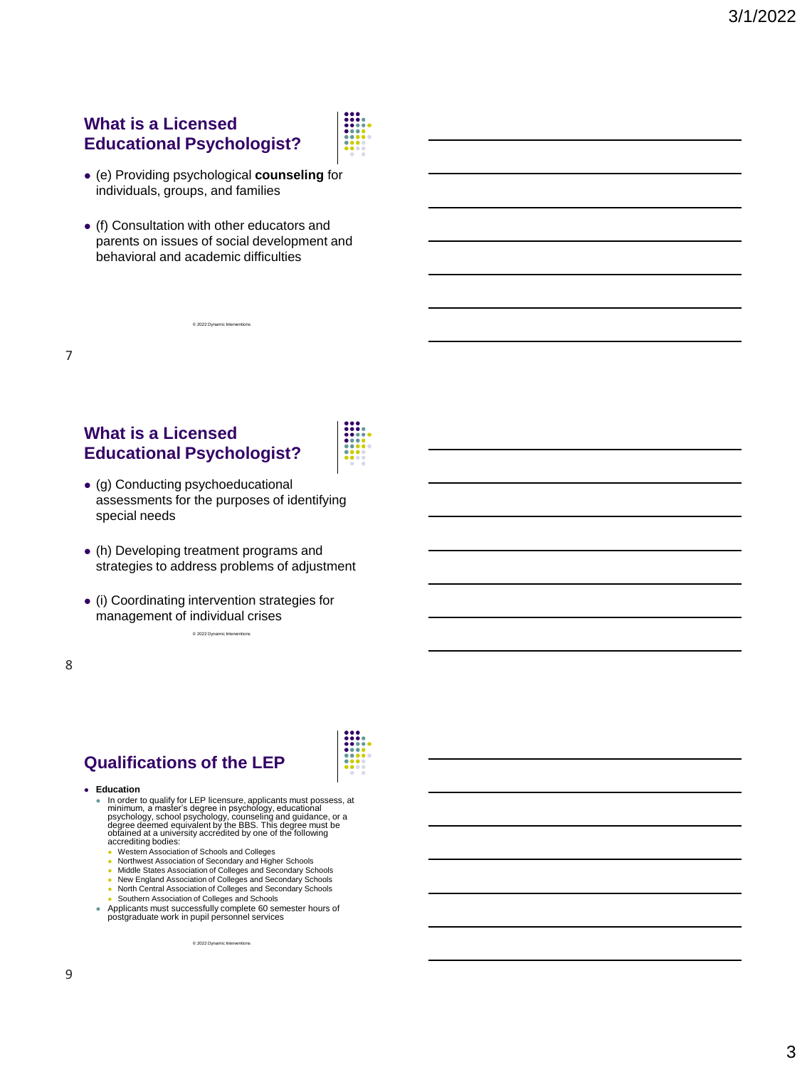## What is a Licensed Educational Psychologist?

- (e) Providing psychological **counseling** for individuals, groups, and families
- (f) Consultation with other educators and parents on issues of social development and behavioral and academic difficulties

© 2022 Dynamic Interventions

## What is a Licensed Educational Psychologist?

- (g) Conducting psychoeducational assessments for the purposes of identifying special needs
- (h) Developing treatment programs and strategies to address problems of adjustment
- (i) Coordinating intervention strategies for management of individual crises

© 2022 Dynamic Interventions

## Qualifications of the LEP

- **Education**
  - In order to qualify for LEP licensure, applicants must possess, at minimum, a master's degree in psychology, educational psychology, school psychology, counseling and guidance, or a degree deemed equivalent by the BBS. This degree must be obtained at a university accredited by one of the following accrediting bodies:
    - Western Association of Schools and Colleges
    - Northwest Association of Secondary and Higher Schools
    - Middle States Association of Colleges and Secondary Schools
    - New England Association of Colleges and Secondary Schools
    - North Central Association of Colleges and Secondary Schools
    - Southern Association of Colleges and Schools
  - Applicants must successfully complete 60 semester hours of postgraduate work in pupil personnel services

© 2022 Dynamic Interventions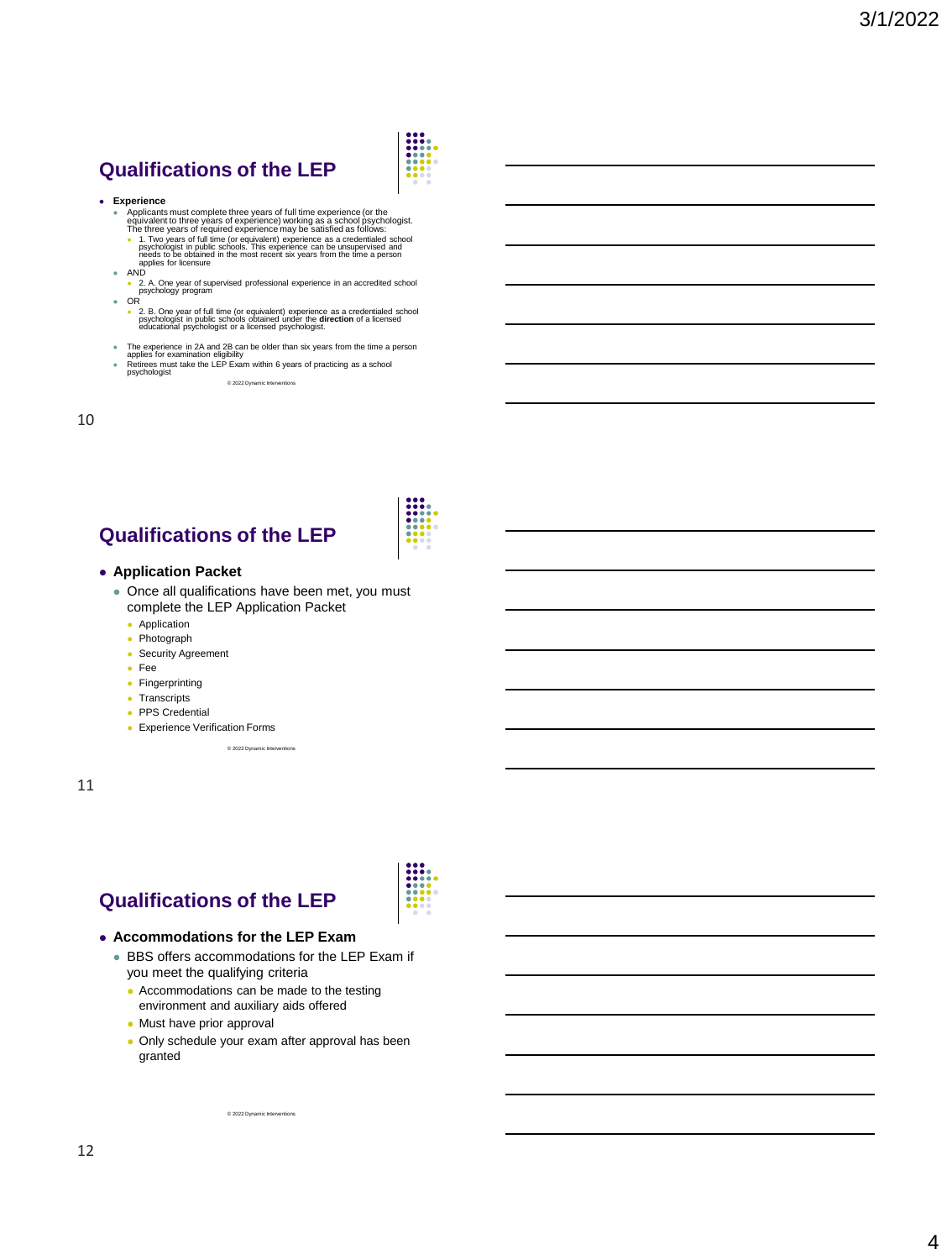## Qualifications of the LEP

- **Experience**
  - Applicants must complete three years of full time experience (or the equivalent to three years of experience) working as a school psychologist. The three years of required experience may be satisfied as follows:
    - 1. Two years of full time (or equivalent) experience as a credentialed school psychologist in public schools. This experience can be unsupervised and needs to be obtained in the most recent six years from the time a person applies for licensure
  - AND
    - 2. A. One year of supervised professional experience in an accredited school psychology program
  - OR
    - 2. B. One year of full time (or equivalent) experience as a credentialed school psychologist in public schools obtained under the **direction** of a licensed educational psychologist or a licensed psychologist.
  - The experience in 2A and 2B can be older than six years from the time a person applies for examination eligibility
  - Retirees must take the LEP Exam within 6 years of practicing as a school psychologist

© 2022 Dynamic Interventions

## Qualifications of the LEP

- **Application Packet**
  - Once all qualifications have been met, you must complete the LEP Application Packet
    - Application
    - Photograph
    - Security Agreement
    - Fee
    - Fingerprinting
    - Transcripts
    - PPS Credential
    - Experience Verification Forms

© 2022 Dynamic Interventions

## Qualifications of the LEP

- **Accommodations for the LEP Exam**
  - BBS offers accommodations for the LEP Exam if you meet the qualifying criteria
    - Accommodations can be made to the testing environment and auxiliary aids offered
    - Must have prior approval
    - Only schedule your exam after approval has been granted

© 2022 Dynamic Interventions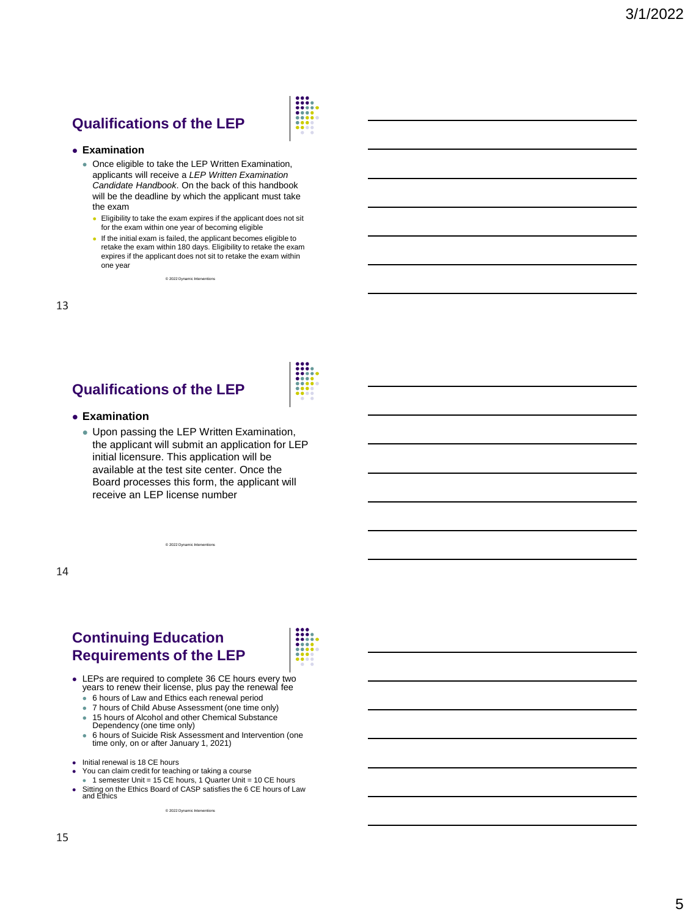## Qualifications of the LEP

- **Examination**
  - Once eligible to take the LEP Written Examination, applicants will receive a *LEP Written Examination Candidate Handbook*. On the back of this handbook will be the deadline by which the applicant must take the exam
    - Eligibility to take the exam expires if the applicant does not sit for the exam within one year of becoming eligible
    - If the initial exam is failed, the applicant becomes eligible to retake the exam within 180 days. Eligibility to retake the exam expires if the applicant does not sit to retake the exam within one year

© 2022 Dynamic Interventions

## Qualifications of the LEP

- **Examination**
  - Upon passing the LEP Written Examination, the applicant will submit an application for LEP initial licensure. This application will be available at the test site center. Once the Board processes this form, the applicant will receive an LEP license number

© 2022 Dynamic Interventions

## Continuing Education Requirements of the LEP

- LEPs are required to complete 36 CE hours every two years to renew their license, plus pay the renewal fee
  - 6 hours of Law and Ethics each renewal period
  - 7 hours of Child Abuse Assessment (one time only)
  - 15 hours of Alcohol and other Chemical Substance Dependency (one time only)
  - 6 hours of Suicide Risk Assessment and Intervention (one time only, on or after January 1, 2021)
- Initial renewal is 18 CE hours
- You can claim credit for teaching or taking a course
  - 1 semester Unit = 15 CE hours, 1 Quarter Unit = 10 CE hours
- Sitting on the Ethics Board of CASP satisfies the 6 CE hours of Law and Ethics

© 2022 Dynamic Interventions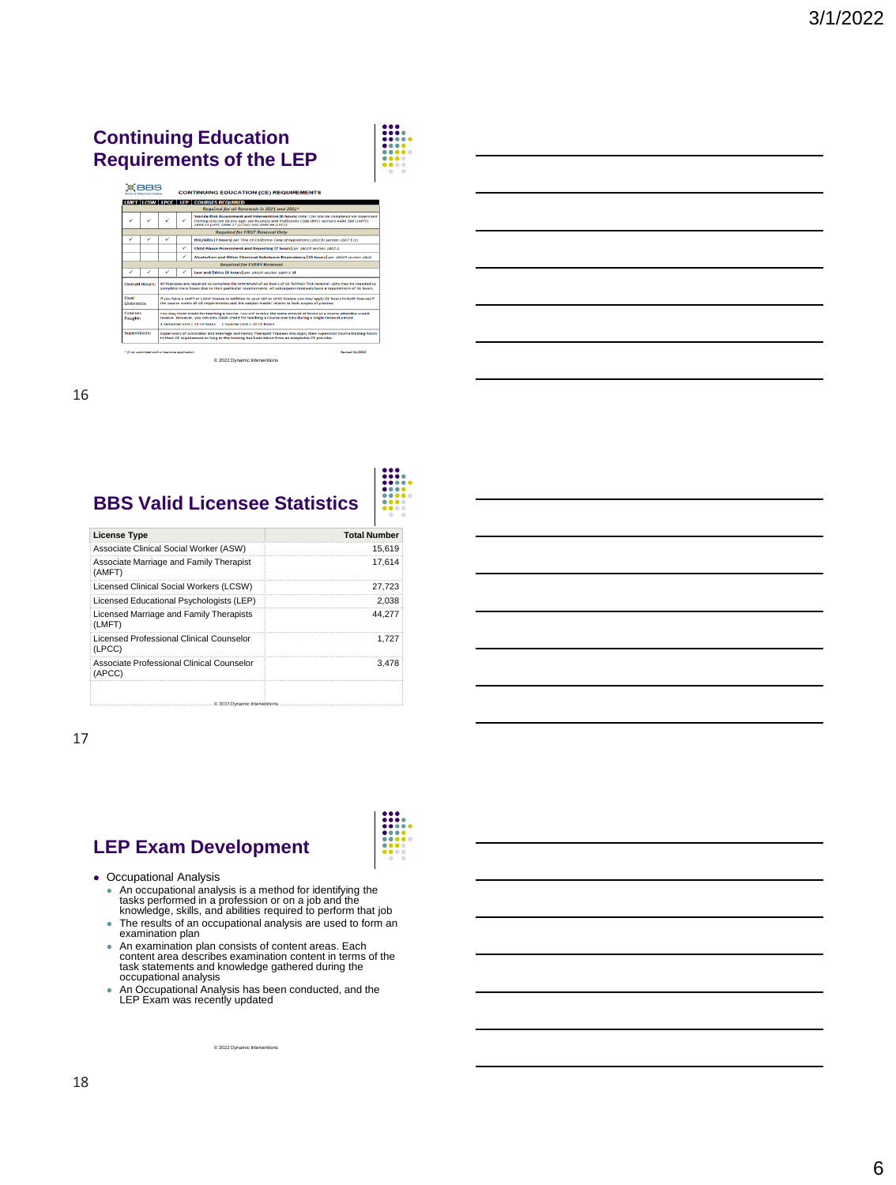## Continuing Education Requirements of the LEP

**BBS** — CONTINUING EDUCATION (CE) REQUIREMENTS

| LMFT | LCSW | LPCC | LEP | COURSES REQUIRED |
|---|---|---|---|---|
| | | | | *Required for all Renewals in 2021 and 2022\** |
| ✓ | ✓ | ✓ | ✓ | **Suicide Risk Assessment and Intervention (6 hours)** *Note: Can also be completed via supervised training and can be any age. See Business and Professions Code (BPC) sections 4980.396 (LMFT), 4989.23 (LEP), 4996.27 (LCSW) and 4999.66 (LPCC)* |
| | | | | *Required for FIRST Renewal Only* |
| ✓ | ✓ | ✓ | | **HIV/AIDS (7 hours)** *per Title 16 California Code of Regulations (16CCR) section 1887.3 (c)* |
| | | | ✓ | **Child Abuse Assessment and Reporting (7 hours)** *per 16CCR section 1887.2* |
| | | | ✓ | **Alcoholism and Other Chemical Substance Dependency (15 hours)** *per 16CCR section 1810* |
| | | | | *Required for EVERY Renewal* |
| ✓ | ✓ | ✓ | ✓ | **Law and Ethics (6 hours)** *per 16CCR section 1887.3 (d)* |
| Overall Hours: | | | | All licensees are required to complete the MINIMUM of 36 hours of CE for their first renewal. LEPs may be required to complete more hours due to their particular requirements. All subsequent renewals have a requirement of 36 hours. |
| Dual Licensees: | | | | If you have a LMFT or LCSW license in addition to your LEP or LPCC license, you may apply CE hours to both licenses if the course meets all CE requirements and the subject matter relates to both scopes of practice. |
| Courses Taught: | | | | You may claim credit for teaching a course. You will receive the same amount of hours as a course attendee would receive. However, you can only claim credit for teaching a course one time during a single renewal period. 1 Semester Unit = 15 CE hours 1 Quarter Unit = 10 CE hours |
| Supervisors: | | | | Supervisors of Associates and Marriage and Family Therapist Trainees may apply their supervisor course training hours to their CE requirement as long as the training has been taken from an acceptable CE provider. |

\* If not submitted with a licensure application

Revised 01/2022

© 2022 Dynamic Interventions

## BBS Valid Licensee Statistics

| License Type | Total Number |
|---|---|
| Associate Clinical Social Worker (ASW) | 15,619 |
| Associate Marriage and Family Therapist (AMFT) | 17,614 |
| Licensed Clinical Social Workers (LCSW) | 27,723 |
| Licensed Educational Psychologists (LEP) | 2,038 |
| Licensed Marriage and Family Therapists (LMFT) | 44,277 |
| Licensed Professional Clinical Counselor (LPCC) | 1,727 |
| Associate Professional Clinical Counselor (APCC) | 3,478 |

© 2022 Dynamic Interventions

## LEP Exam Development

- Occupational Analysis
  - An occupational analysis is a method for identifying the tasks performed in a profession or on a job and the knowledge, skills, and abilities required to perform that job
  - The results of an occupational analysis are used to form an examination plan
  - An examination plan consists of content areas. Each content area describes examination content in terms of the task statements and knowledge gathered during the occupational analysis
  - An Occupational Analysis has been conducted, and the LEP Exam was recently updated

© 2022 Dynamic Interventions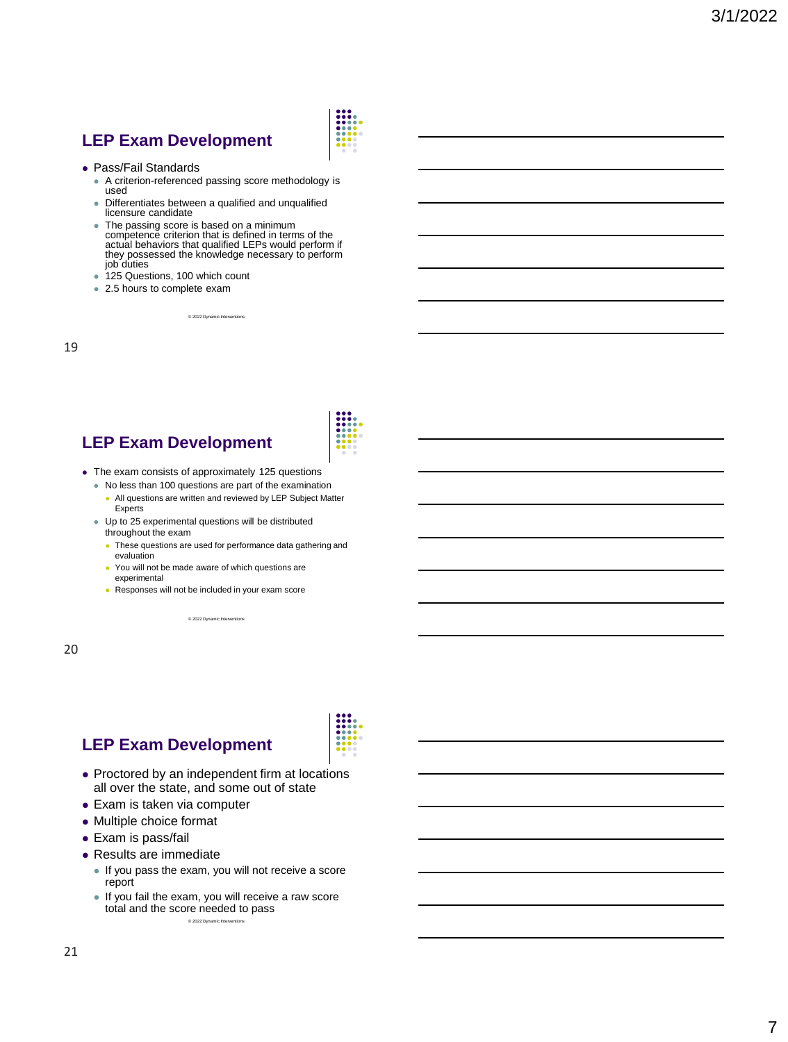## LEP Exam Development

- Pass/Fail Standards
  - A criterion-referenced passing score methodology is used
  - Differentiates between a qualified and unqualified licensure candidate
  - The passing score is based on a minimum competence criterion that is defined in terms of the actual behaviors that qualified LEPs would perform if they possessed the knowledge necessary to perform job duties
  - 125 Questions, 100 which count
  - 2.5 hours to complete exam

© 2022 Dynamic Interventions

## LEP Exam Development

- The exam consists of approximately 125 questions
  - No less than 100 questions are part of the examination
    - All questions are written and reviewed by LEP Subject Matter Experts
  - Up to 25 experimental questions will be distributed throughout the exam
    - These questions are used for performance data gathering and evaluation
    - You will not be made aware of which questions are experimental
    - Responses will not be included in your exam score

© 2022 Dynamic Interventions

## LEP Exam Development

- Proctored by an independent firm at locations all over the state, and some out of state
- Exam is taken via computer
- Multiple choice format
- Exam is pass/fail
- Results are immediate
  - If you pass the exam, you will not receive a score report
  - If you fail the exam, you will receive a raw score total and the score needed to pass

© 2022 Dynamic Interventions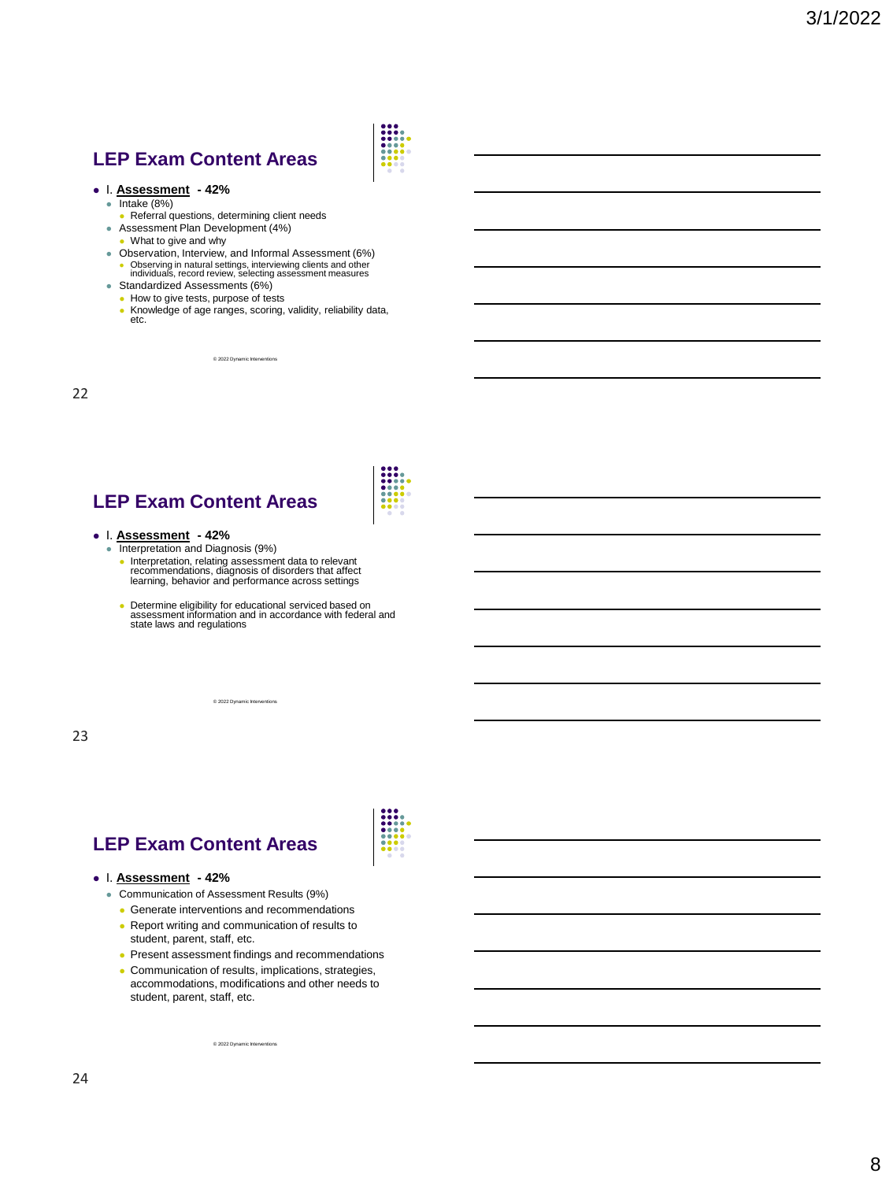## LEP Exam Content Areas

- I. **Assessment** - 42%
  - Intake (8%)
    - Referral questions, determining client needs
  - Assessment Plan Development (4%)
    - What to give and why
  - Observation, Interview, and Informal Assessment (6%)
    - Observing in natural settings, interviewing clients and other individuals, record review, selecting assessment measures
  - Standardized Assessments (6%)
    - How to give tests, purpose of tests
    - Knowledge of age ranges, scoring, validity, reliability data, etc.

© 2022 Dynamic Interventions

## LEP Exam Content Areas

- I. **Assessment** - 42%
  - Interpretation and Diagnosis (9%)
    - Interpretation, relating assessment data to relevant recommendations, diagnosis of disorders that affect learning, behavior and performance across settings
    - Determine eligibility for educational serviced based on assessment information and in accordance with federal and state laws and regulations

© 2022 Dynamic Interventions

## LEP Exam Content Areas

- I. **Assessment** - 42%
  - Communication of Assessment Results (9%)
    - Generate interventions and recommendations
    - Report writing and communication of results to student, parent, staff, etc.
    - Present assessment findings and recommendations
    - Communication of results, implications, strategies, accommodations, modifications and other needs to student, parent, staff, etc.

© 2022 Dynamic Interventions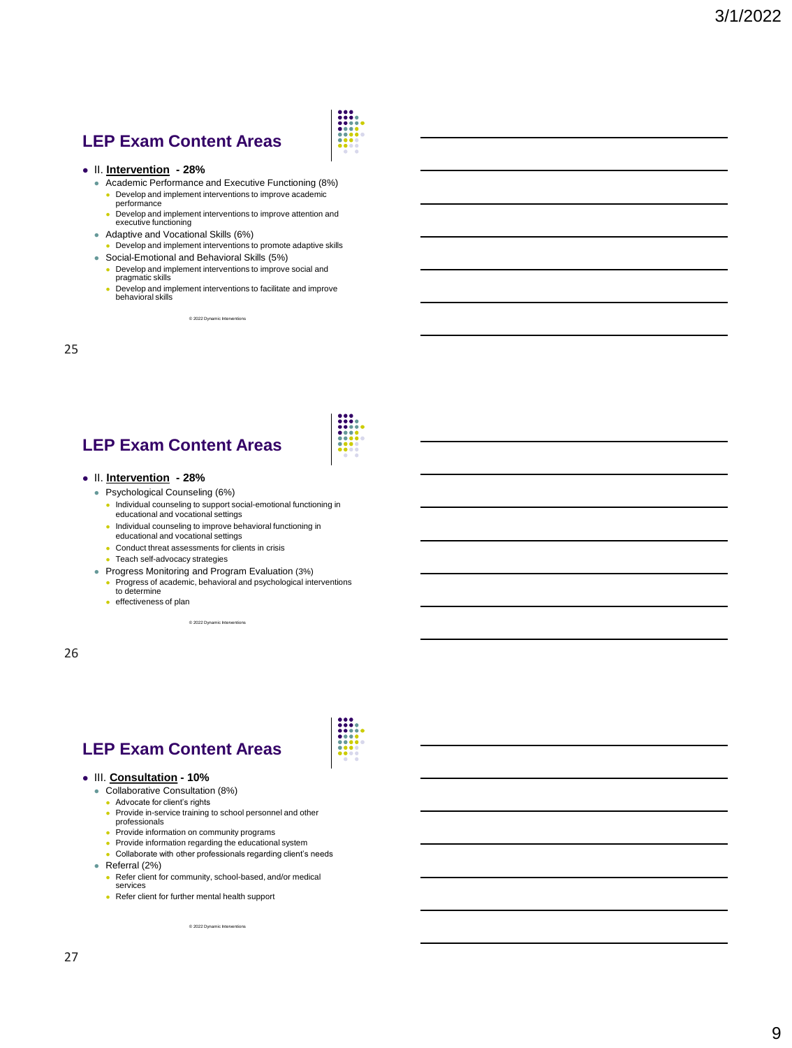## LEP Exam Content Areas

- II. **Intervention** - 28%
  - Academic Performance and Executive Functioning (8%)
    - Develop and implement interventions to improve academic performance
    - Develop and implement interventions to improve attention and executive functioning
  - Adaptive and Vocational Skills (6%)
    - Develop and implement interventions to promote adaptive skills
  - Social-Emotional and Behavioral Skills (5%)
    - Develop and implement interventions to improve social and pragmatic skills
    - Develop and implement interventions to facilitate and improve behavioral skills

© 2022 Dynamic Interventions

## LEP Exam Content Areas

- II. **Intervention** - 28%
  - Psychological Counseling (6%)
    - Individual counseling to support social-emotional functioning in educational and vocational settings
    - Individual counseling to improve behavioral functioning in educational and vocational settings
    - Conduct threat assessments for clients in crisis
    - Teach self-advocacy strategies
  - Progress Monitoring and Program Evaluation (3%)
    - Progress of academic, behavioral and psychological interventions to determine
    - effectiveness of plan

© 2022 Dynamic Interventions

## LEP Exam Content Areas

- III. **Consultation** - 10%
  - Collaborative Consultation (8%)
    - Advocate for client's rights
    - Provide in-service training to school personnel and other professionals
    - Provide information on community programs
    - Provide information regarding the educational system
    - Collaborate with other professionals regarding client's needs
  - Referral (2%)
    - Refer client for community, school-based, and/or medical services
    - Refer client for further mental health support

© 2022 Dynamic Interventions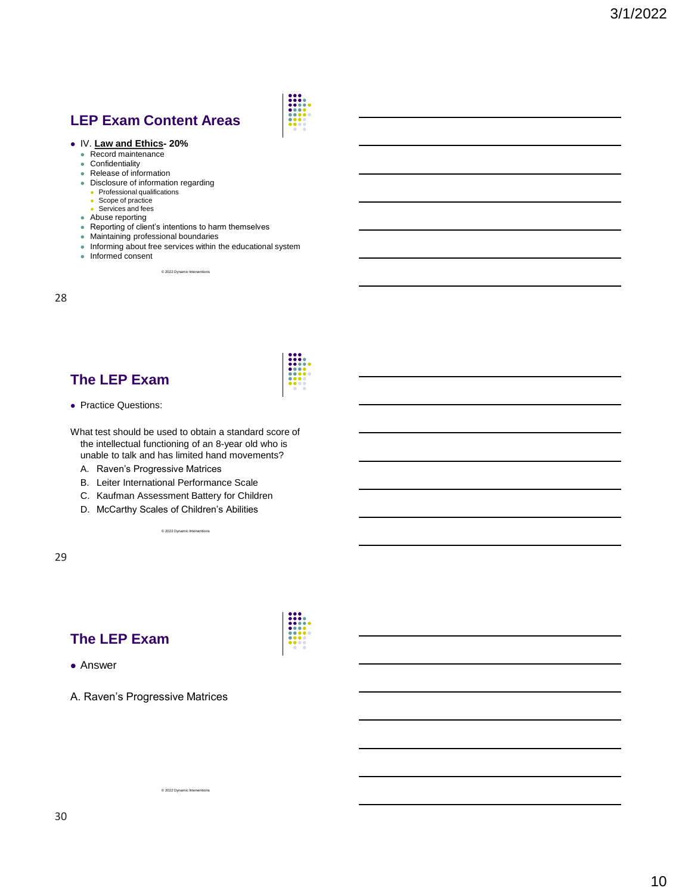## LEP Exam Content Areas

- IV. **Law and Ethics- 20%**
  - Record maintenance
  - Confidentiality
  - Release of information
  - Disclosure of information regarding
    - Professional qualifications
    - Scope of practice
    - Services and fees
  - Abuse reporting
  - Reporting of client's intentions to harm themselves
  - Maintaining professional boundaries
  - Informing about free services within the educational system
  - Informed consent

© 2022 Dynamic Interventions

## The LEP Exam

- Practice Questions:

What test should be used to obtain a standard score of the intellectual functioning of an 8-year old who is unable to talk and has limited hand movements?

A. Raven's Progressive Matrices
B. Leiter International Performance Scale
C. Kaufman Assessment Battery for Children
D. McCarthy Scales of Children's Abilities

© 2022 Dynamic Interventions

## The LEP Exam

- Answer

A. Raven's Progressive Matrices

© 2022 Dynamic Interventions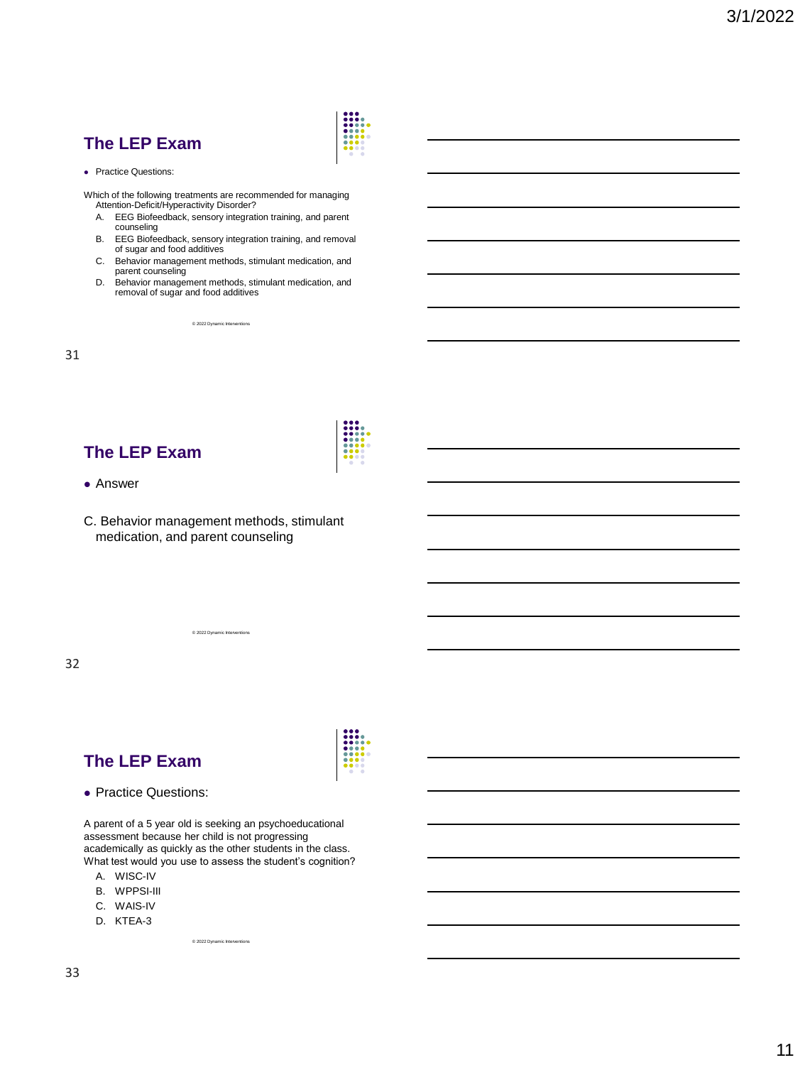## The LEP Exam

- Practice Questions:

Which of the following treatments are recommended for managing Attention-Deficit/Hyperactivity Disorder?

A. EEG Biofeedback, sensory integration training, and parent counseling
B. EEG Biofeedback, sensory integration training, and removal of sugar and food additives
C. Behavior management methods, stimulant medication, and parent counseling
D. Behavior management methods, stimulant medication, and removal of sugar and food additives

© 2022 Dynamic Interventions

## The LEP Exam

- Answer

C. Behavior management methods, stimulant medication, and parent counseling

© 2022 Dynamic Interventions

## The LEP Exam

- Practice Questions:

A parent of a 5 year old is seeking an psychoeducational assessment because her child is not progressing academically as quickly as the other students in the class. What test would you use to assess the student's cognition?

A. WISC-IV
B. WPPSI-III
C. WAIS-IV
D. KTEA-3

© 2022 Dynamic Interventions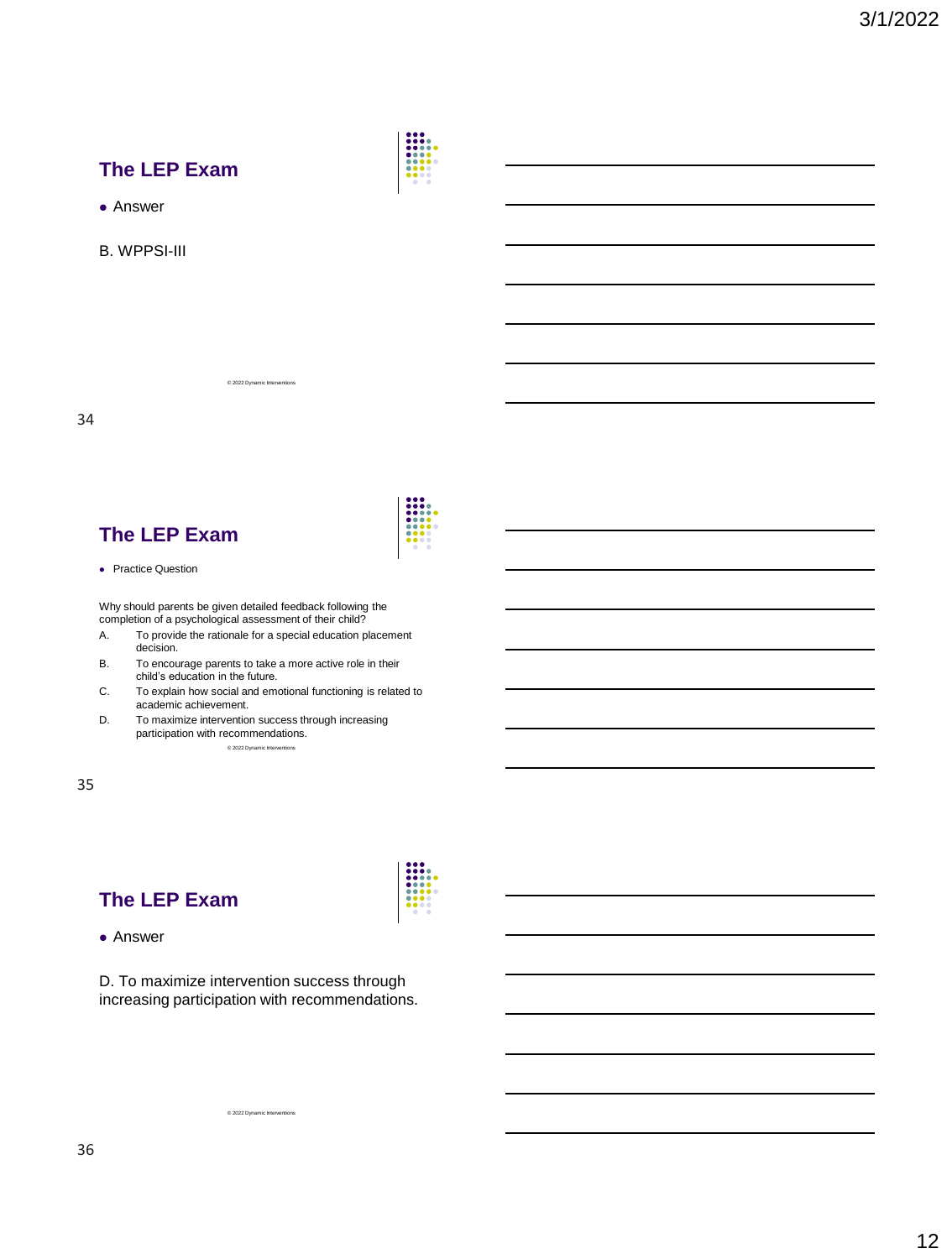## The LEP Exam

- Answer

B. WPPSI-III

© 2022 Dynamic Interventions

## The LEP Exam

- Practice Question

Why should parents be given detailed feedback following the completion of a psychological assessment of their child?

A. To provide the rationale for a special education placement decision.

B. To encourage parents to take a more active role in their child's education in the future.

C. To explain how social and emotional functioning is related to academic achievement.

D. To maximize intervention success through increasing participation with recommendations.

© 2022 Dynamic Interventions

## The LEP Exam

- Answer

D. To maximize intervention success through increasing participation with recommendations.

© 2022 Dynamic Interventions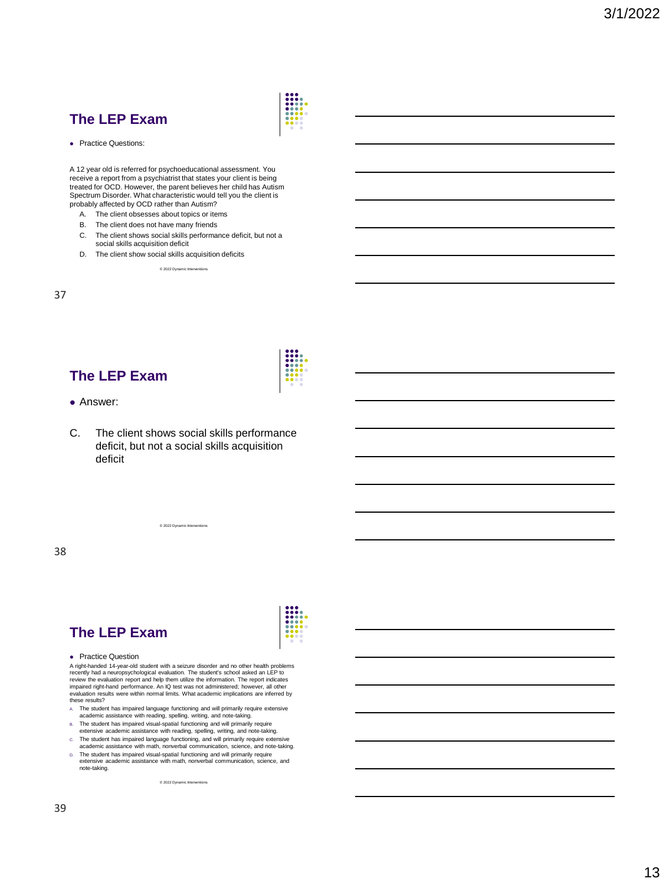## The LEP Exam

- Practice Questions:

A 12 year old is referred for psychoeducational assessment. You receive a report from a psychiatrist that states your client is being treated for OCD. However, the parent believes her child has Autism Spectrum Disorder. What characteristic would tell you the client is probably affected by OCD rather than Autism?

A. The client obsesses about topics or items
B. The client does not have many friends
C. The client shows social skills performance deficit, but not a social skills acquisition deficit
D. The client show social skills acquisition deficits

© 2022 Dynamic Interventions

## The LEP Exam

- Answer:

C. The client shows social skills performance deficit, but not a social skills acquisition deficit

© 2022 Dynamic Interventions

## The LEP Exam

- Practice Question

A right-handed 14-year-old student with a seizure disorder and no other health problems recently had a neuropsychological evaluation. The student's school asked an LEP to review the evaluation report and help them utilize the information. The report indicates impaired right-hand performance. An IQ test was not administered; however, all other evaluation results were within normal limits. What academic implications are inferred by these results?

A. The student has impaired language functioning and will primarily require extensive academic assistance with reading, spelling, writing, and note-taking.
B. The student has impaired visual-spatial functioning and will primarily require extensive academic assistance with reading, spelling, writing, and note-taking.
C. The student has impaired language functioning, and will primarily require extensive academic assistance with math, nonverbal communication, science, and note-taking.
D. The student has impaired visual-spatial functioning and will primarily require extensive academic assistance with math, nonverbal communication, science, and note-taking.

© 2022 Dynamic Interventions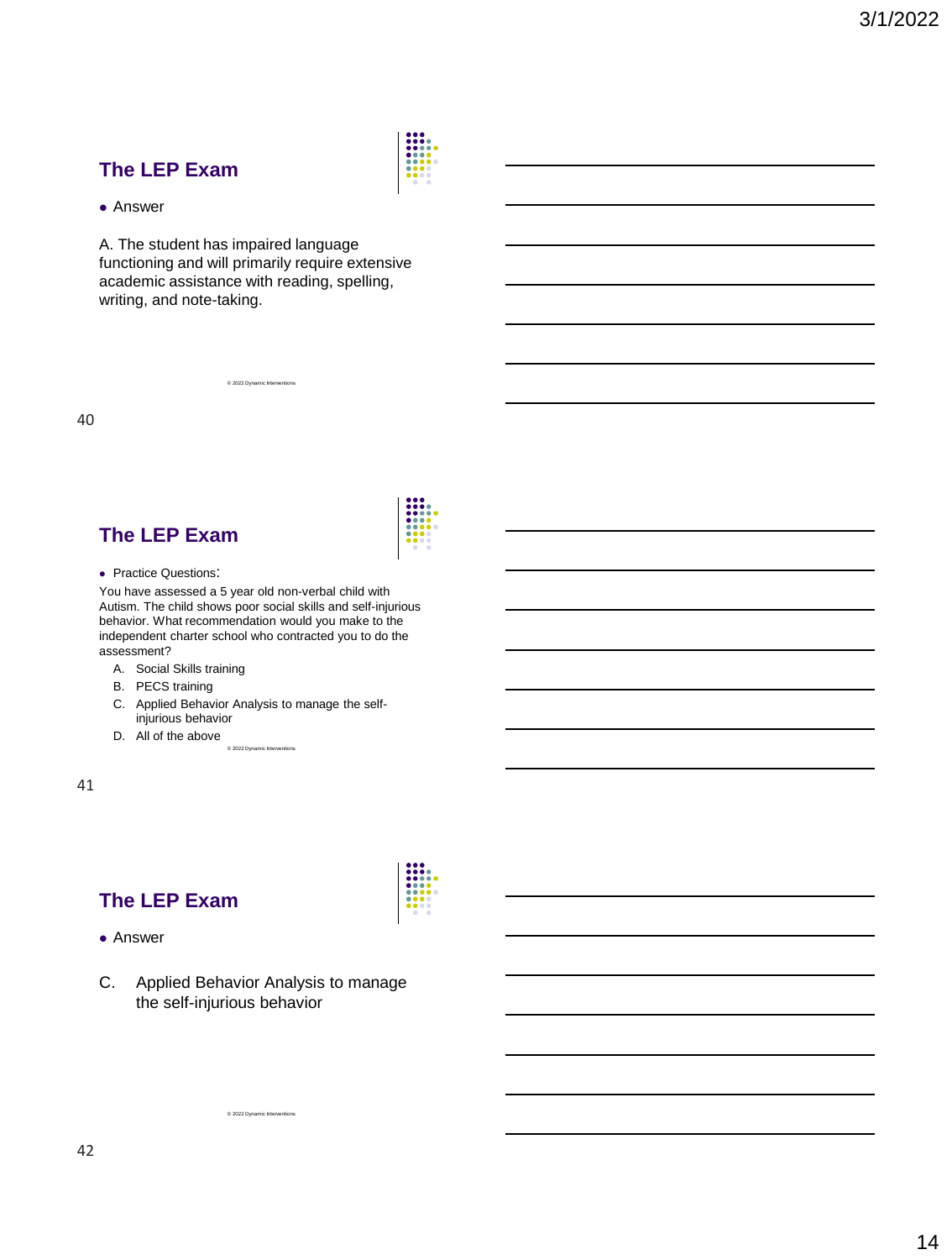## The LEP Exam

- Answer

A. The student has impaired language functioning and will primarily require extensive academic assistance with reading, spelling, writing, and note-taking.

© 2022 Dynamic Interventions

## The LEP Exam

- Practice Questions:

You have assessed a 5 year old non-verbal child with Autism. The child shows poor social skills and self-injurious behavior. What recommendation would you make to the independent charter school who contracted you to do the assessment?

A. Social Skills training
B. PECS training
C. Applied Behavior Analysis to manage the self-injurious behavior
D. All of the above

© 2022 Dynamic Interventions

## The LEP Exam

- Answer

C. Applied Behavior Analysis to manage the self-injurious behavior

© 2022 Dynamic Interventions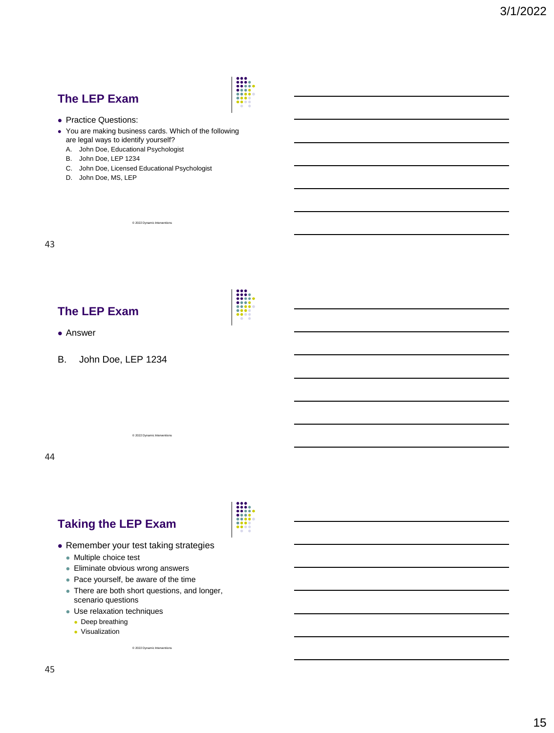## The LEP Exam

- Practice Questions:
- You are making business cards. Which of the following are legal ways to identify yourself?
  - A. John Doe, Educational Psychologist
  - B. John Doe, LEP 1234
  - C. John Doe, Licensed Educational Psychologist
  - D. John Doe, MS, LEP

© 2022 Dynamic Interventions

## The LEP Exam

- Answer

B. John Doe, LEP 1234

© 2022 Dynamic Interventions

## Taking the LEP Exam

- Remember your test taking strategies
  - Multiple choice test
  - Eliminate obvious wrong answers
  - Pace yourself, be aware of the time
  - There are both short questions, and longer, scenario questions
  - Use relaxation techniques
    - Deep breathing
    - Visualization

© 2022 Dynamic Interventions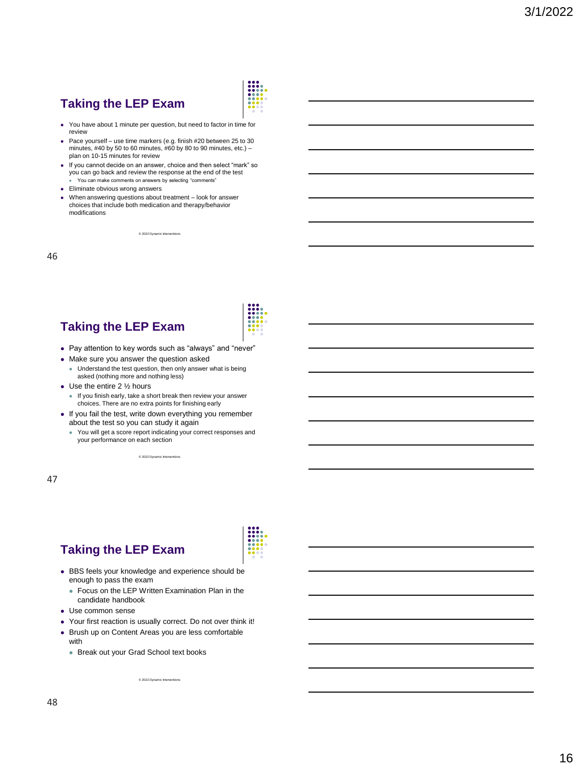## Taking the LEP Exam

- You have about 1 minute per question, but need to factor in time for review
- Pace yourself – use time markers (e.g. finish #20 between 25 to 30 minutes, #40 by 50 to 60 minutes, #60 by 80 to 90 minutes, etc.) – plan on 10-15 minutes for review
- If you cannot decide on an answer, choice and then select "mark" so you can go back and review the response at the end of the test
  - You can make comments on answers by selecting "comments"
- Eliminate obvious wrong answers
- When answering questions about treatment – look for answer choices that include both medication and therapy/behavior modifications

© 2022 Dynamic Interventions

46

## Taking the LEP Exam

- Pay attention to key words such as "always" and "never"
- Make sure you answer the question asked
  - Understand the test question, then only answer what is being asked (nothing more and nothing less)
- Use the entire 2 ½ hours
  - If you finish early, take a short break then review your answer choices. There are no extra points for finishing early
- If you fail the test, write down everything you remember about the test so you can study it again
  - You will get a score report indicating your correct responses and your performance on each section

© 2022 Dynamic Interventions

47

## Taking the LEP Exam

- BBS feels your knowledge and experience should be enough to pass the exam
  - Focus on the LEP Written Examination Plan in the candidate handbook
- Use common sense
- Your first reaction is usually correct. Do not over think it!
- Brush up on Content Areas you are less comfortable with
  - Break out your Grad School text books

© 2022 Dynamic Interventions

48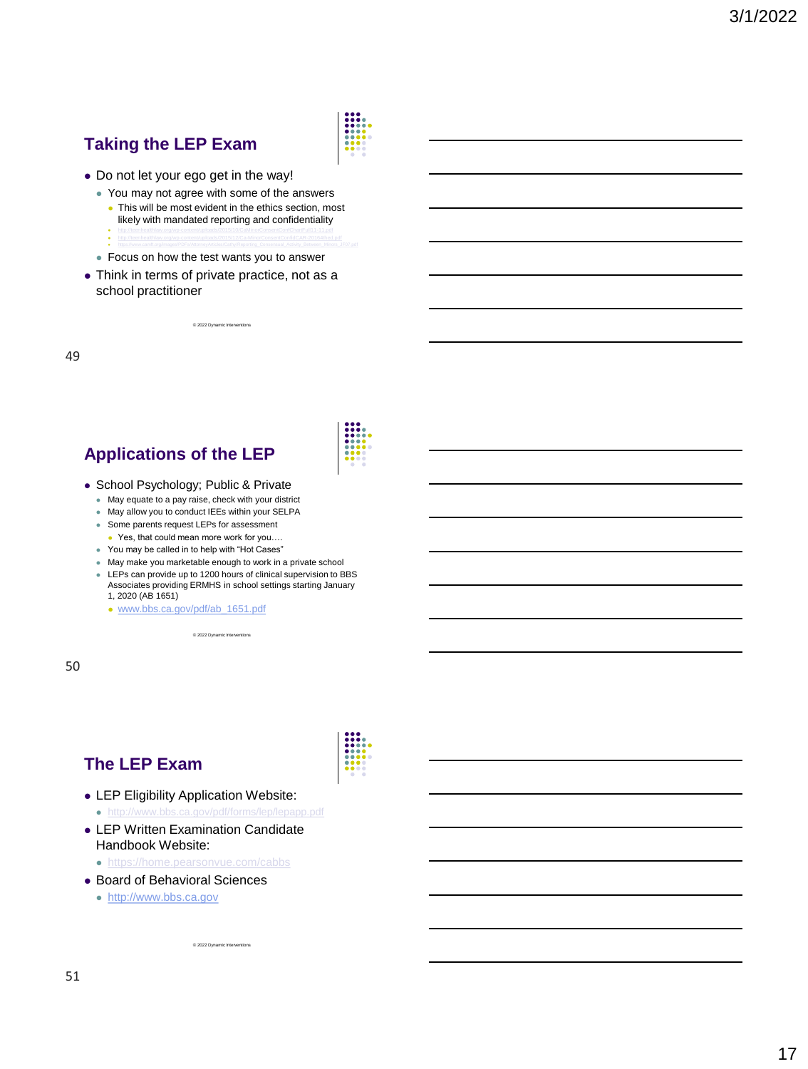## Taking the LEP Exam

- Do not let your ego get in the way!
  - You may not agree with some of the answers
    - This will be most evident in the ethics section, most likely with mandated reporting and confidentiality
      - http://teenhealthlaw.org/wp-content/uploads/2013/11/CaMinorConsentConfChartFull11-11.pdf
      - http://teenhealthlaw.org/wp-content/uploads/2013/11/Ca-MinorConsentConfidCAR-2016final.pdf
      - https://www.camft.org/images/PDFs/AttorneyArticles/Cathy/Reporting_Consensual_Activity_Between_Minors_JPG.pdf
  - Focus on how the test wants you to answer
- Think in terms of private practice, not as a school practitioner

© 2022 Dynamic Interventions

## Applications of the LEP

- School Psychology; Public & Private
  - May equate to a pay raise, check with your district
  - May allow you to conduct IEEs within your SELPA
  - Some parents request LEPs for assessment
    - Yes, that could mean more work for you….
  - You may be called in to help with "Hot Cases"
  - May make you marketable enough to work in a private school
  - LEPs can provide up to 1200 hours of clinical supervision to BBS Associates providing ERMHS in school settings starting January 1, 2020 (AB 1651)
    - www.bbs.ca.gov/pdf/ab_1651.pdf

© 2022 Dynamic Interventions

## The LEP Exam

- LEP Eligibility Application Website:
  - http://www.bbs.ca.gov/pdf/forms/lep/lepapp.pdf
- LEP Written Examination Candidate Handbook Website:
  - https://home.pearsonvue.com/cabbs
- Board of Behavioral Sciences
  - http://www.bbs.ca.gov

© 2022 Dynamic Interventions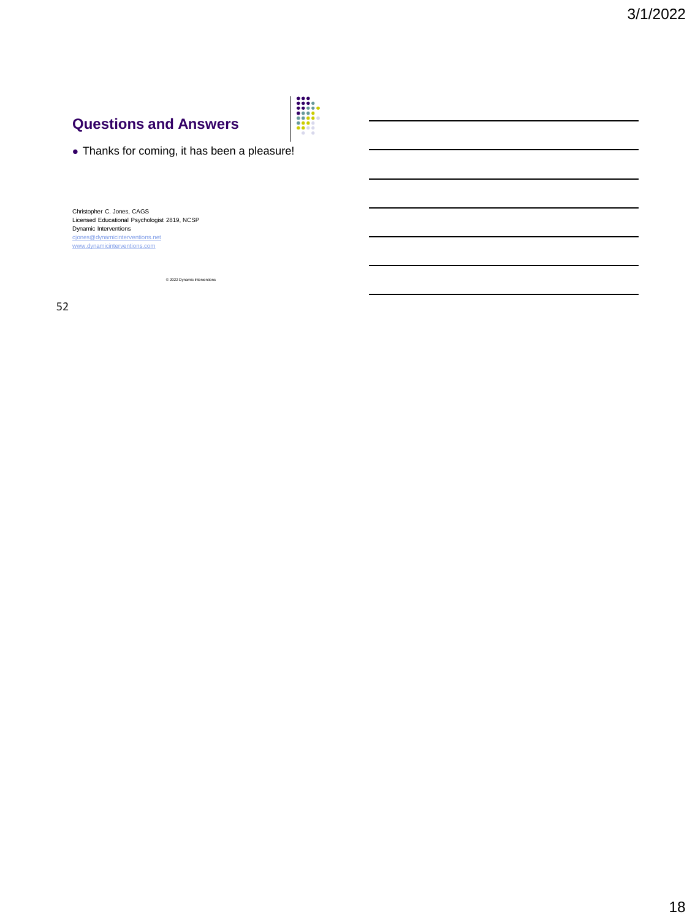## Questions and Answers

- Thanks for coming, it has been a pleasure!

Christopher C. Jones, CAGS
Licensed Educational Psychologist 2819, NCSP
Dynamic Interventions
cjones@dynamicinterventions.net
www.dynamicinterventions.com

© 2022 Dynamic Interventions